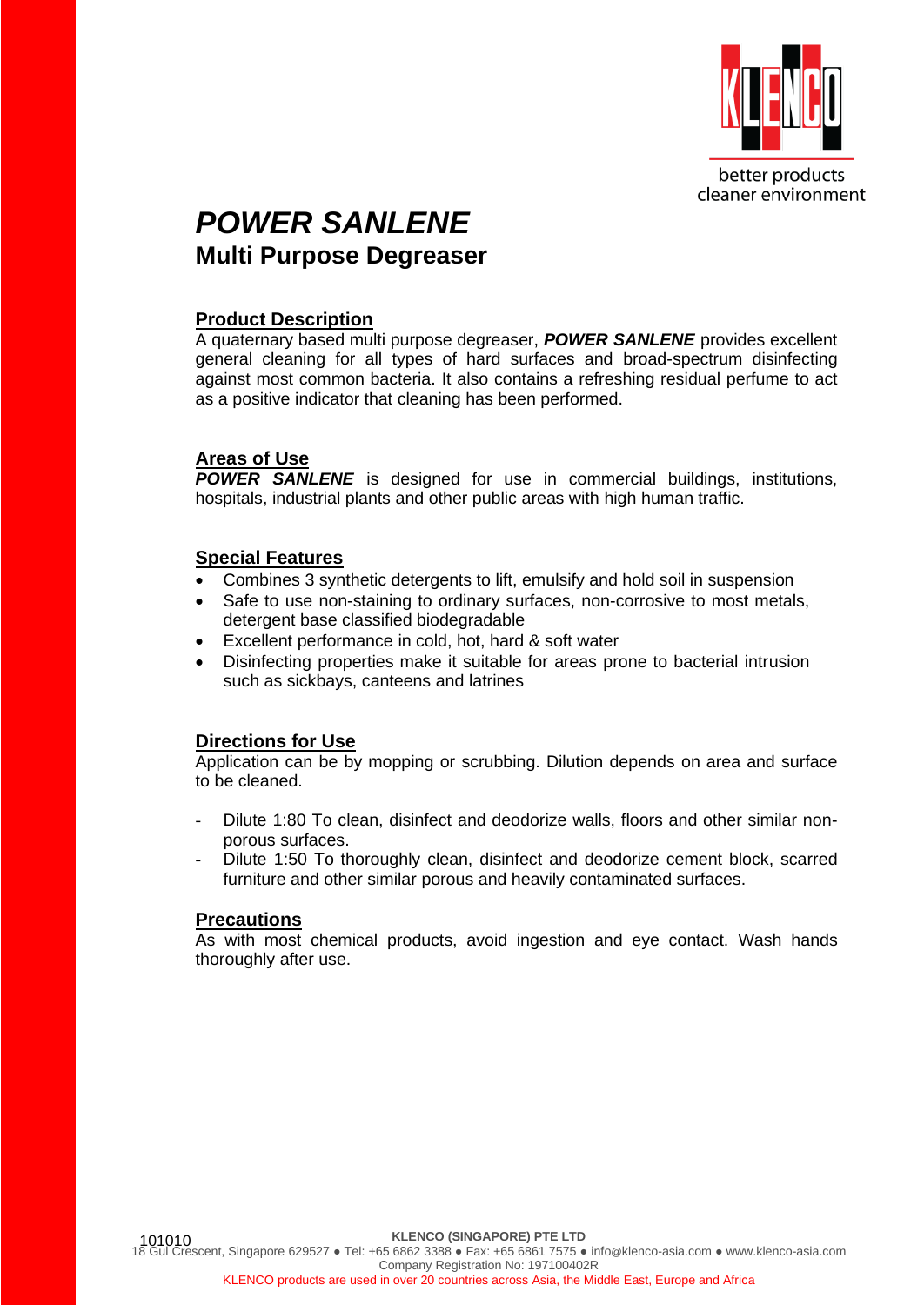# *POWER SANLENE*

## Multi Purpose Degreaser

### Product Description

A quaternary based multi purpose degreaser, ***POWER SANLENE*** provides excellent general cleaning for all types of hard surfaces and broad-spectrum disinfecting against most common bacteria. It also contains a refreshing residual perfume to act as a positive indicator that cleaning has been performed.

### Areas of Use

***POWER SANLENE*** is designed for use in commercial buildings, institutions, hospitals, industrial plants and other public areas with high human traffic.

### Special Features

- Combines 3 synthetic detergents to lift, emulsify and hold soil in suspension
- Safe to use non-staining to ordinary surfaces, non-corrosive to most metals, detergent base classified biodegradable
- Excellent performance in cold, hot, hard & soft water
- Disinfecting properties make it suitable for areas prone to bacterial intrusion such as sickbays, canteens and latrines

### Directions for Use

Application can be by mopping or scrubbing. Dilution depends on area and surface to be cleaned.

- Dilute 1:80 To clean, disinfect and deodorize walls, floors and other similar non-porous surfaces.
- Dilute 1:50 To thoroughly clean, disinfect and deodorize cement block, scarred furniture and other similar porous and heavily contaminated surfaces.

### Precautions

As with most chemical products, avoid ingestion and eye contact. Wash hands thoroughly after use.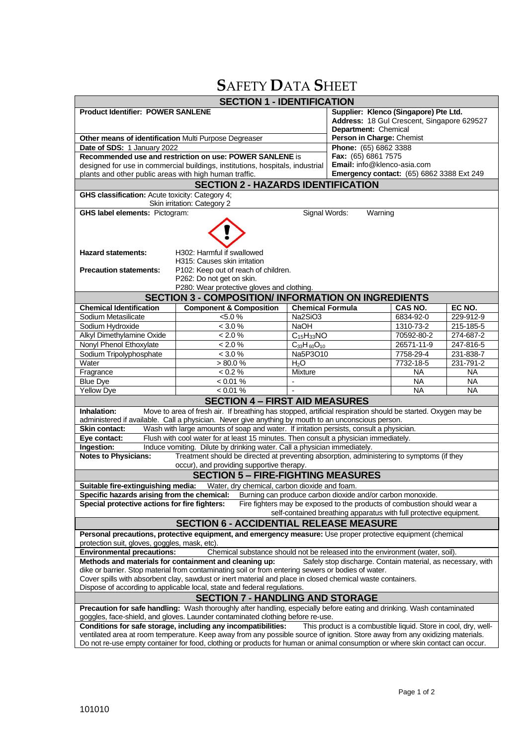# SAFETY DATA SHEET

## SECTION 1 - IDENTIFICATION

**Product Identifier: POWER SANLENE**

**Supplier: Klenco (Singapore) Pte Ltd.**
**Address:** 18 Gul Crescent, Singapore 629527
**Department:** Chemical
**Person in Charge:** Chemist
**Phone:** (65) 6862 3388
**Fax:** (65) 6861 7575
**Email:** info@klenco-asia.com
**Emergency contact:** (65) 6862 3388 Ext 249

**Other means of identification** Multi Purpose Degreaser

**Date of SDS:** 1 January 2022

**Recommended use and restriction on use: POWER SANLENE** is designed for use in commercial buildings, institutions, hospitals, industrial plants and other public areas with high human traffic.

## SECTION 2 - HAZARDS IDENTIFICATION

**GHS classification:** Acute toxicity: Category 4;
Skin irritation: Category 2

**GHS label elements:** Pictogram: Signal Words: Warning

**Hazard statements:**
H302: Harmful if swallowed
H315: Causes skin irritation

**Precaution statements:**
P102: Keep out of reach of children.
P262: Do not get on skin.
P280: Wear protective gloves and clothing.

## SECTION 3 - COMPOSITION/ INFORMATION ON INGREDIENTS

| Chemical Identification | Component & Composition | Chemical Formula | CAS NO. | EC NO. |
|---|---|---|---|---|
| Sodium Metasilicate | <5.0 % | Na2SiO3 | 6834-92-0 | 229-912-9 |
| Sodium Hydroxide | < 3.0 % | NaOH | 1310-73-2 | 215-185-5 |
| Alkyl Dimethylamine Oxide | < 2.0 % | $C_{15}H_{33}NO$ | 70592-80-2 | 274-687-2 |
| Nonyl Phenol Ethoxylate | < 2.0 % | $C_{33}H_{60}O_{10}$ | 26571-11-9 | 247-816-5 |
| Sodium Tripolyphosphate | < 3.0 % | Na5P3O10 | 7758-29-4 | 231-838-7 |
| Water | > 80.0 % | $H_2O$ | 7732-18-5 | 231-791-2 |
| Fragrance | < 0.2 % | Mixture | NA | NA |
| Blue Dye | < 0.01 % | - | NA | NA |
| Yellow Dye | < 0.01 % | - | NA | NA |

## SECTION 4 – FIRST AID MEASURES

**Inhalation:** Move to area of fresh air. If breathing has stopped, artificial respiration should be started. Oxygen may be administered if available. Call a physician. Never give anything by mouth to an unconscious person.

**Skin contact:** Wash with large amounts of soap and water. If irritation persists, consult a physician.

**Eye contact:** Flush with cool water for at least 15 minutes. Then consult a physician immediately.

**Ingestion:** Induce vomiting. Dilute by drinking water. Call a physician immediately.

**Notes to Physicians:** Treatment should be directed at preventing absorption, administering to symptoms (if they occur), and providing supportive therapy.

## SECTION 5 – FIRE-FIGHTING MEASURES

**Suitable fire-extinguishing media:** Water, dry chemical, carbon dioxide and foam.

**Specific hazards arising from the chemical:** Burning can produce carbon dioxide and/or carbon monoxide.

**Special protective actions for fire fighters:** Fire fighters may be exposed to the products of combustion should wear a self-contained breathing apparatus with full protective equipment.

## SECTION 6 - ACCIDENTIAL RELEASE MEASURE

**Personal precautions, protective equipment, and emergency measure:** Use proper protective equipment (chemical protection suit, gloves, goggles, mask, etc).

**Environmental precautions:** Chemical substance should not be released into the environment (water, soil).

**Methods and materials for containment and cleaning up:** Safely stop discharge. Contain material, as necessary, with dike or barrier. Stop material from contaminating soil or from entering sewers or bodies of water.
Cover spills with absorbent clay, sawdust or inert material and place in closed chemical waste containers.
Dispose of according to applicable local, state and federal regulations.

## SECTION 7 - HANDLING AND STORAGE

**Precaution for safe handling:** Wash thoroughly after handling, especially before eating and drinking. Wash contaminated goggles, face-shield, and gloves. Launder contaminated clothing before re-use.

**Conditions for safe storage, including any incompatibilities:** This product is a combustible liquid. Store in cool, dry, well-ventilated area at room temperature. Keep away from any possible source of ignition. Store away from any oxidizing materials. Do not re-use empty container for food, clothing or products for human or animal consumption or where skin contact can occur.

101010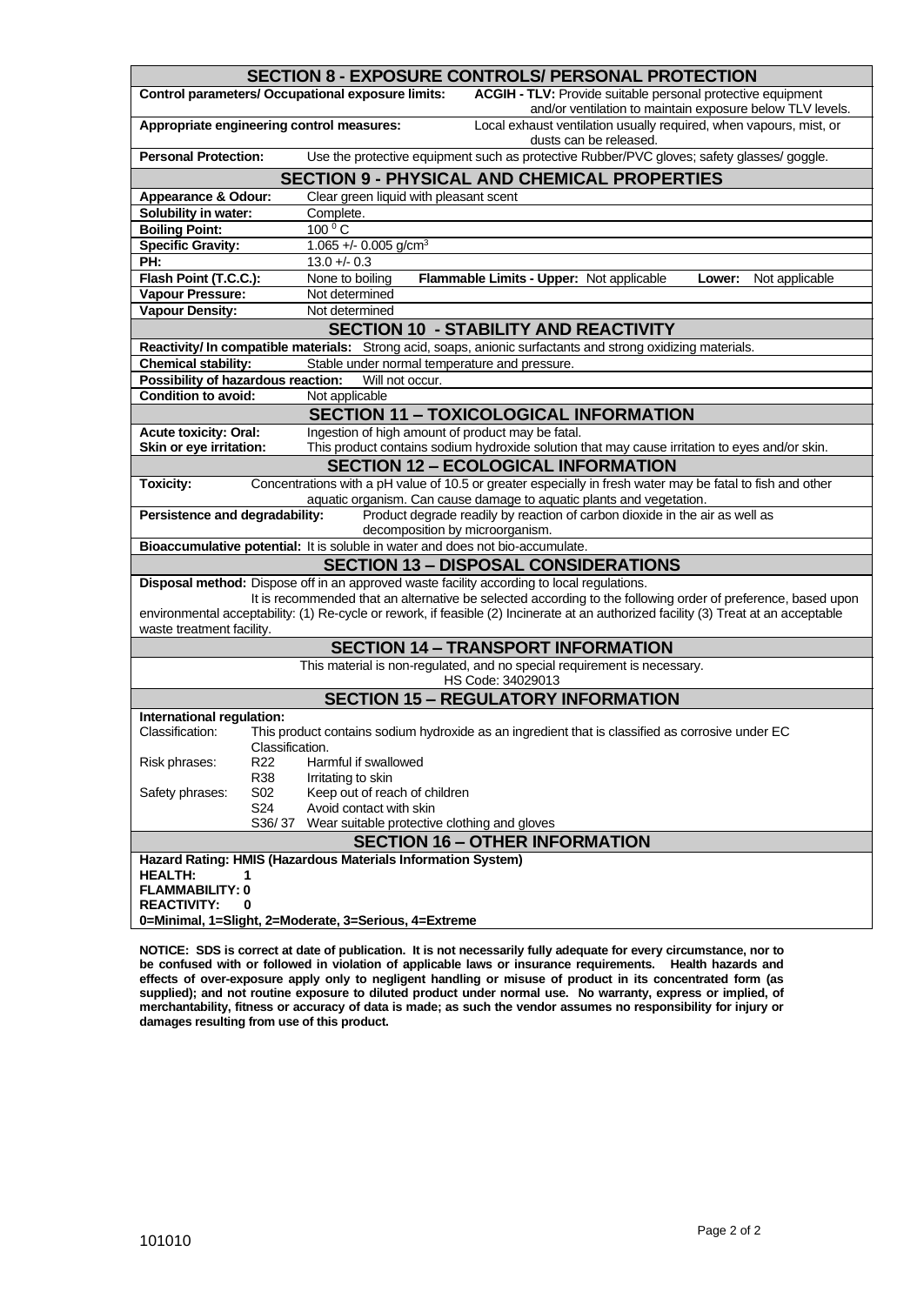## SECTION 8 - EXPOSURE CONTROLS/ PERSONAL PROTECTION

**Control parameters/ Occupational exposure limits:** **ACGIH - TLV:** Provide suitable personal protective equipment and/or ventilation to maintain exposure below TLV levels.

**Appropriate engineering control measures:** Local exhaust ventilation usually required, when vapours, mist, or dusts can be released.

**Personal Protection:** Use the protective equipment such as protective Rubber/PVC gloves; safety glasses/ goggle.

## SECTION 9 - PHYSICAL AND CHEMICAL PROPERTIES

| | |
|---|---|
| **Appearance & Odour:** | Clear green liquid with pleasant scent |
| **Solubility in water:** | Complete. |
| **Boiling Point:** | 100 $^{0}$C |
| **Specific Gravity:** | 1.065 +/- 0.005 g/cm$^{3}$ |
| **PH:** | 13.0 +/- 0.3 |
| **Flash Point (T.C.C.):** | None to boiling **Flammable Limits - Upper:** Not applicable **Lower:** Not applicable |
| **Vapour Pressure:** | Not determined |
| **Vapour Density:** | Not determined |

## SECTION 10 - STABILITY AND REACTIVITY

**Reactivity/ In compatible materials:** Strong acid, soaps, anionic surfactants and strong oxidizing materials.

**Chemical stability:** Stable under normal temperature and pressure.

**Possibility of hazardous reaction:** Will not occur.

**Condition to avoid:** Not applicable

## SECTION 11 – TOXICOLOGICAL INFORMATION

**Acute toxicity: Oral:** Ingestion of high amount of product may be fatal.

**Skin or eye irritation:** This product contains sodium hydroxide solution that may cause irritation to eyes and/or skin.

## SECTION 12 – ECOLOGICAL INFORMATION

**Toxicity:** Concentrations with a pH value of 10.5 or greater especially in fresh water may be fatal to fish and other aquatic organism. Can cause damage to aquatic plants and vegetation.

**Persistence and degradability:** Product degrade readily by reaction of carbon dioxide in the air as well as decomposition by microorganism.

**Bioaccumulative potential:** It is soluble in water and does not bio-accumulate.

## SECTION 13 – DISPOSAL CONSIDERATIONS

**Disposal method:** Dispose off in an approved waste facility according to local regulations.

It is recommended that an alternative be selected according to the following order of preference, based upon environmental acceptability: (1) Re-cycle or rework, if feasible (2) Incinerate at an authorized facility (3) Treat at an acceptable waste treatment facility.

## SECTION 14 – TRANSPORT INFORMATION

This material is non-regulated, and no special requirement is necessary.

HS Code: 34029013

## SECTION 15 – REGULATORY INFORMATION

**International regulation:**

Classification: This product contains sodium hydroxide as an ingredient that is classified as corrosive under EC Classification.

| | | |
|---|---|---|
| Risk phrases: | R22 | Harmful if swallowed |
| | R38 | Irritating to skin |
| Safety phrases: | S02 | Keep out of reach of children |
| | S24 | Avoid contact with skin |
| | S36/ 37 | Wear suitable protective clothing and gloves |

## SECTION 16 – OTHER INFORMATION

**Hazard Rating: HMIS (Hazardous Materials Information System)**

**HEALTH: 1**
**FLAMMABILITY: 0**
**REACTIVITY: 0**

**0=Minimal, 1=Slight, 2=Moderate, 3=Serious, 4=Extreme**

**NOTICE: SDS is correct at date of publication. It is not necessarily fully adequate for every circumstance, nor to be confused with or followed in violation of applicable laws or insurance requirements. Health hazards and effects of over-exposure apply only to negligent handling or misuse of product in its concentrated form (as supplied); and not routine exposure to diluted product under normal use. No warranty, express or implied, of merchantability, fitness or accuracy of data is made; as such the vendor assumes no responsibility for injury or damages resulting from use of this product.**

101010